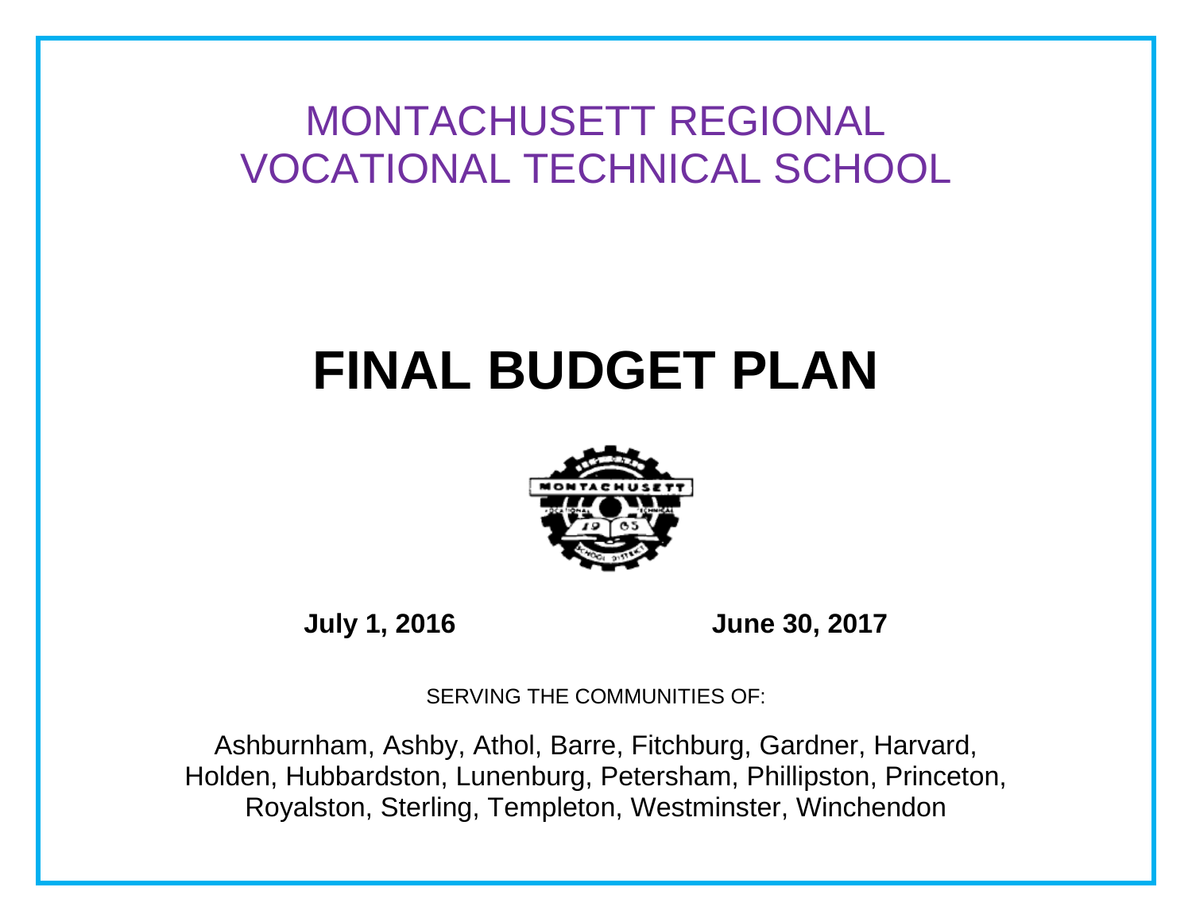# MONTACHUSETT REGIONAL VOCATIONAL TECHNICAL SCHOOL

# FINAL BUDGET PLAN

**July 1, 2016** **June 30, 2017**

SERVING THE COMMUNITIES OF:

Ashburnham, Ashby, Athol, Barre, Fitchburg, Gardner, Harvard, Holden, Hubbardston, Lunenburg, Petersham, Phillipston, Princeton, Royalston, Sterling, Templeton, Westminster, Winchendon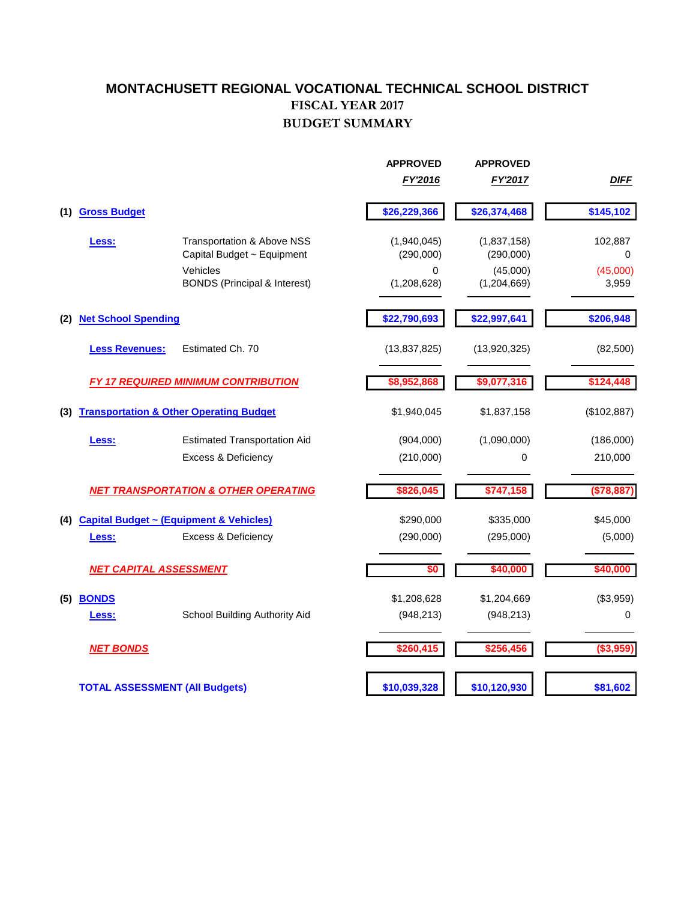# MONTACHUSETT REGIONAL VOCATIONAL TECHNICAL SCHOOL DISTRICT

## FISCAL YEAR 2017

## BUDGET SUMMARY

| | | | APPROVED FY'2016 | APPROVED FY'2017 | DIFF |
|---|---|---|---|---|---|
| (1) | **Gross Budget** | | **$26,229,366** | **$26,374,468** | **$145,102** |
| | **Less:** | Transportation & Above NSS | (1,940,045) | (1,837,158) | 102,887 |
| | | Capital Budget ~ Equipment | (290,000) | (290,000) | 0 |
| | | Vehicles | 0 | (45,000) | (45,000) |
| | | BONDS (Principal & Interest) | (1,208,628) | (1,204,669) | 3,959 |
| (2) | **Net School Spending** | | **$22,790,693** | **$22,997,641** | **$206,948** |
| | **Less Revenues:** | Estimated Ch. 70 | (13,837,825) | (13,920,325) | (82,500) |
| | ***FY 17 REQUIRED MINIMUM CONTRIBUTION*** | | **$8,952,868** | **$9,077,316** | **$124,448** |
| (3) | **Transportation & Other Operating Budget** | | $1,940,045 | $1,837,158 | ($102,887) |
| | **Less:** | Estimated Transportation Aid | (904,000) | (1,090,000) | (186,000) |
| | | Excess & Deficiency | (210,000) | 0 | 210,000 |
| | ***NET TRANSPORTATION & OTHER OPERATING*** | | **$826,045** | **$747,158** | **($78,887)** |
| (4) | **Capital Budget ~ (Equipment & Vehicles)** | | $290,000 | $335,000 | $45,000 |
| | **Less:** | Excess & Deficiency | (290,000) | (295,000) | (5,000) |
| | ***NET CAPITAL ASSESSMENT*** | | **$0** | **$40,000** | **$40,000** |
| (5) | **BONDS** | | $1,208,628 | $1,204,669 | ($3,959) |
| | **Less:** | School Building Authority Aid | (948,213) | (948,213) | 0 |
| | ***NET BONDS*** | | **$260,415** | **$256,456** | **($3,959)** |
| | **TOTAL ASSESSMENT (All Budgets)** | | **$10,039,328** | **$10,120,930** | **$81,602** |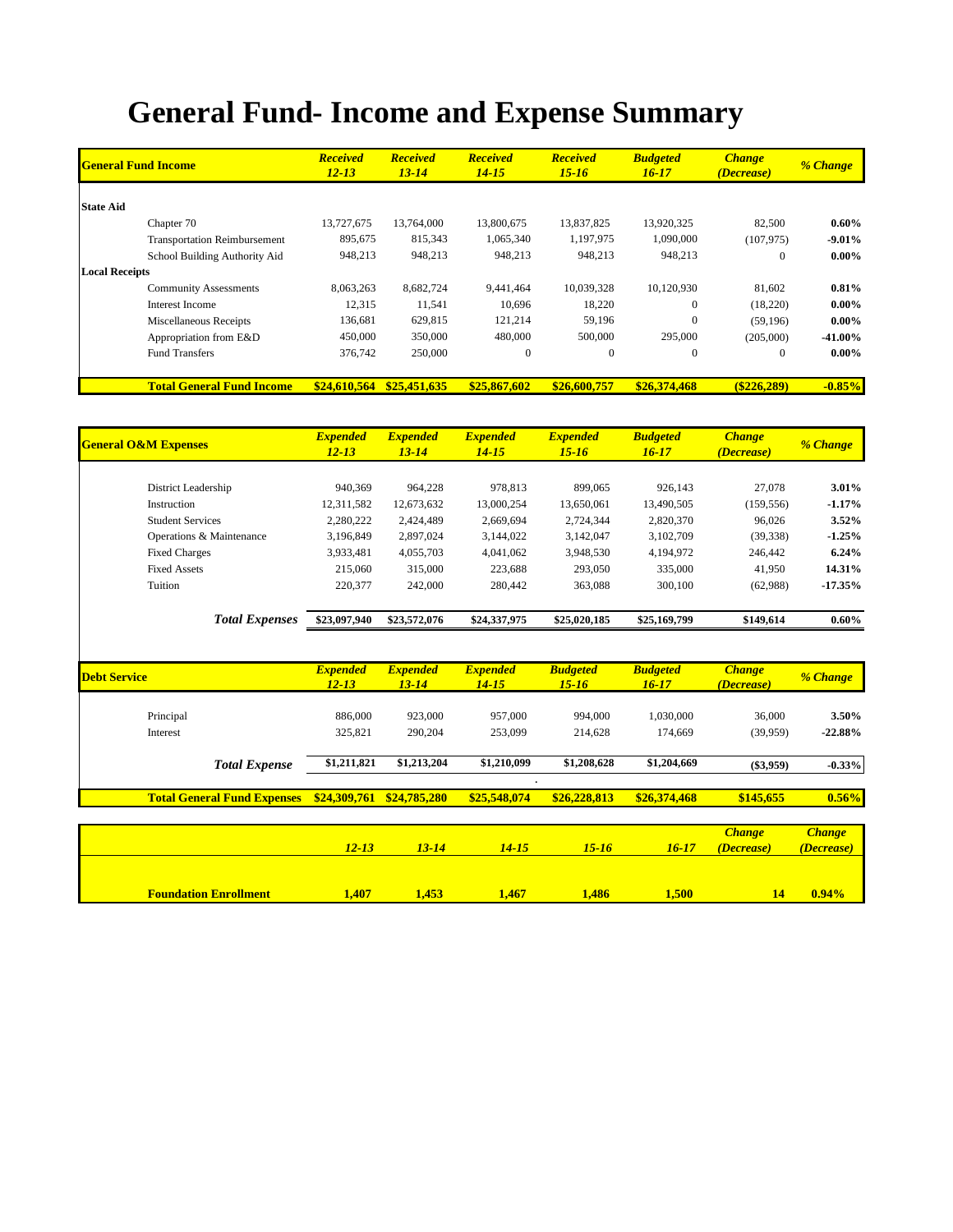# General Fund- Income and Expense Summary

| General Fund Income | Received 12-13 | Received 13-14 | Received 14-15 | Received 15-16 | Budgeted 16-17 | Change (Decrease) | % Change |
|---|---|---|---|---|---|---|---|
| **State Aid** | | | | | | | |
| Chapter 70 | 13,727,675 | 13,764,000 | 13,800,675 | 13,837,825 | 13,920,325 | 82,500 | **0.60%** |
| Transportation Reimbursement | 895,675 | 815,343 | 1,065,340 | 1,197,975 | 1,090,000 | (107,975) | **-9.01%** |
| School Building Authority Aid | 948,213 | 948,213 | 948,213 | 948,213 | 948,213 | 0 | **0.00%** |
| **Local Receipts** | | | | | | | |
| Community Assessments | 8,063,263 | 8,682,724 | 9,441,464 | 10,039,328 | 10,120,930 | 81,602 | **0.81%** |
| Interest Income | 12,315 | 11,541 | 10,696 | 18,220 | 0 | (18,220) | **0.00%** |
| Miscellaneous Receipts | 136,681 | 629,815 | 121,214 | 59,196 | 0 | (59,196) | **0.00%** |
| Appropriation from E&D | 450,000 | 350,000 | 480,000 | 500,000 | 295,000 | (205,000) | **-41.00%** |
| Fund Transfers | 376,742 | 250,000 | 0 | 0 | 0 | 0 | **0.00%** |
| **Total General Fund Income** | **$24,610,564** | **$25,451,635** | **$25,867,602** | **$26,600,757** | **$26,374,468** | **($226,289)** | **-0.85%** |

| General O&M Expenses | Expended 12-13 | Expended 13-14 | Expended 14-15 | Expended 15-16 | Budgeted 16-17 | Change (Decrease) | % Change |
|---|---|---|---|---|---|---|---|
| District Leadership | 940,369 | 964,228 | 978,813 | 899,065 | 926,143 | 27,078 | **3.01%** |
| Instruction | 12,311,582 | 12,673,632 | 13,000,254 | 13,650,061 | 13,490,505 | (159,556) | **-1.17%** |
| Student Services | 2,280,222 | 2,424,489 | 2,669,694 | 2,724,344 | 2,820,370 | 96,026 | **3.52%** |
| Operations & Maintenance | 3,196,849 | 2,897,024 | 3,144,022 | 3,142,047 | 3,102,709 | (39,338) | **-1.25%** |
| Fixed Charges | 3,933,481 | 4,055,703 | 4,041,062 | 3,948,530 | 4,194,972 | 246,442 | **6.24%** |
| Fixed Assets | 215,060 | 315,000 | 223,688 | 293,050 | 335,000 | 41,950 | **14.31%** |
| Tuition | 220,377 | 242,000 | 280,442 | 363,088 | 300,100 | (62,988) | **-17.35%** |
| ***Total Expenses*** | **$23,097,940** | **$23,572,076** | **$24,337,975** | **$25,020,185** | **$25,169,799** | **$149,614** | **0.60%** |

| Debt Service | Expended 12-13 | Expended 13-14 | Expended 14-15 | Budgeted 15-16 | Budgeted 16-17 | Change (Decrease) | % Change |
|---|---|---|---|---|---|---|---|
| Principal | 886,000 | 923,000 | 957,000 | 994,000 | 1,030,000 | 36,000 | **3.50%** |
| Interest | 325,821 | 290,204 | 253,099 | 214,628 | 174,669 | (39,959) | **-22.88%** |
| ***Total Expense*** | **$1,211,821** | **$1,213,204** | **$1,210,099** | **$1,208,628** | **$1,204,669** | **($3,959)** | **-0.33%** |
| **Total General Fund Expenses** | **$24,309,761** | **$24,785,280** | **$25,548,074** | **$26,228,813** | **$26,374,468** | **$145,655** | **0.56%** |

| | 12-13 | 13-14 | 14-15 | 15-16 | 16-17 | Change (Decrease) | Change (Decrease) |
|---|---|---|---|---|---|---|---|
| **Foundation Enrollment** | **1,407** | **1,453** | **1,467** | **1,486** | **1,500** | **14** | **0.94%** |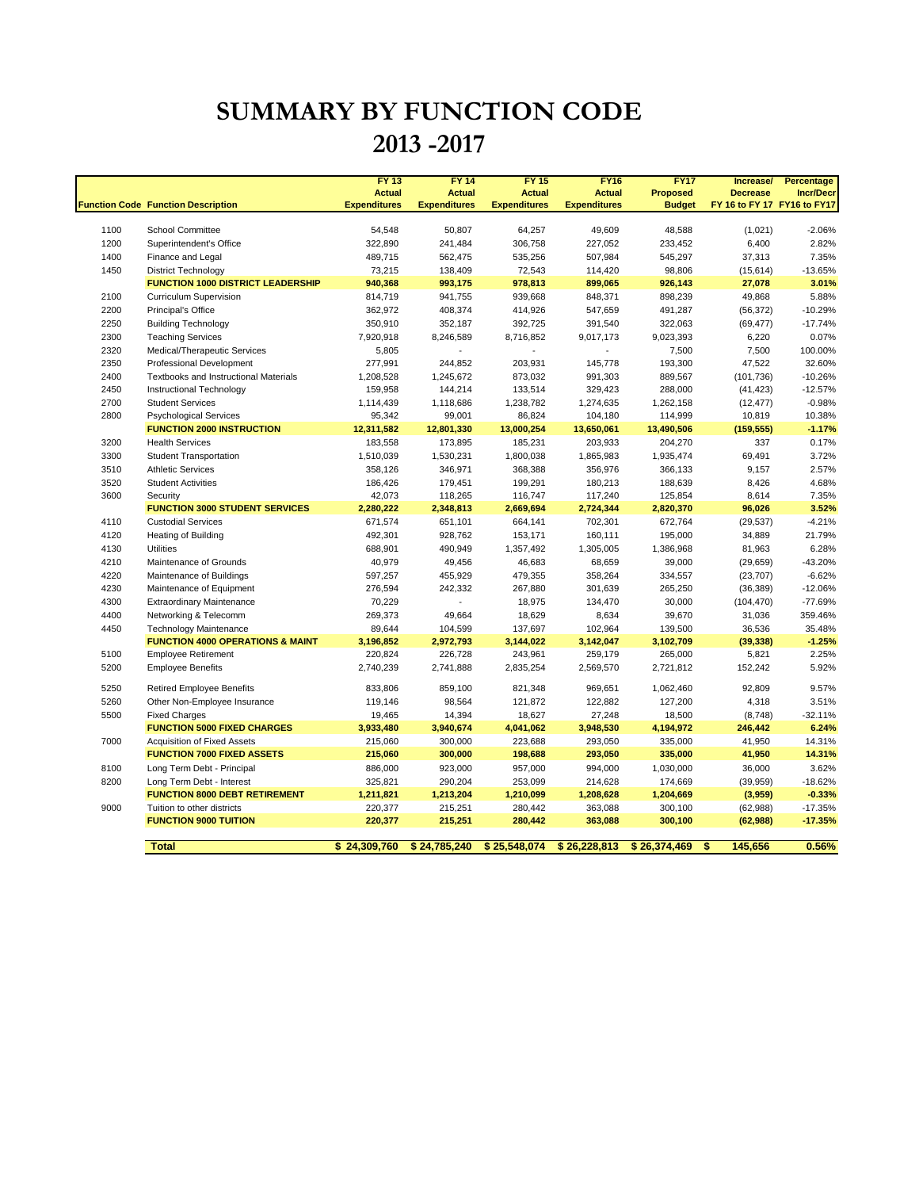# SUMMARY BY FUNCTION CODE

## 2013 -2017

| Function Code | Function Description | FY 13 Actual Expenditures | FY 14 Actual Expenditures | FY 15 Actual Expenditures | FY16 Actual Expenditures | FY17 Proposed Budget | Increase/ Decrease FY 16 to FY 17 | Percentage Incr/Decr FY16 to FY17 |
|---|---|---|---|---|---|---|---|---|
| 1100 | School Committee | 54,548 | 50,807 | 64,257 | 49,609 | 48,588 | (1,021) | -2.06% |
| 1200 | Superintendent's Office | 322,890 | 241,484 | 306,758 | 227,052 | 233,452 | 6,400 | 2.82% |
| 1400 | Finance and Legal | 489,715 | 562,475 | 535,256 | 507,984 | 545,297 | 37,313 | 7.35% |
| 1450 | District Technology | 73,215 | 138,409 | 72,543 | 114,420 | 98,806 | (15,614) | -13.65% |
| | **FUNCTION 1000 DISTRICT LEADERSHIP** | **940,368** | **993,175** | **978,813** | **899,065** | **926,143** | **27,078** | **3.01%** |
| 2100 | Curriculum Supervision | 814,719 | 941,755 | 939,668 | 848,371 | 898,239 | 49,868 | 5.88% |
| 2200 | Principal's Office | 362,972 | 408,374 | 414,926 | 547,659 | 491,287 | (56,372) | -10.29% |
| 2250 | Building Technology | 350,910 | 352,187 | 392,725 | 391,540 | 322,063 | (69,477) | -17.74% |
| 2300 | Teaching Services | 7,920,918 | 8,246,589 | 8,716,852 | 9,017,173 | 9,023,393 | 6,220 | 0.07% |
| 2320 | Medical/Therapeutic Services | 5,805 | - | - | - | 7,500 | 7,500 | 100.00% |
| 2350 | Professional Development | 277,991 | 244,852 | 203,931 | 145,778 | 193,300 | 47,522 | 32.60% |
| 2400 | Textbooks and Instructional Materials | 1,208,528 | 1,245,672 | 873,032 | 991,303 | 889,567 | (101,736) | -10.26% |
| 2450 | Instructional Technology | 159,958 | 144,214 | 133,514 | 329,423 | 288,000 | (41,423) | -12.57% |
| 2700 | Student Services | 1,114,439 | 1,118,686 | 1,238,782 | 1,274,635 | 1,262,158 | (12,477) | -0.98% |
| 2800 | Psychological Services | 95,342 | 99,001 | 86,824 | 104,180 | 114,999 | 10,819 | 10.38% |
| | **FUNCTION 2000 INSTRUCTION** | **12,311,582** | **12,801,330** | **13,000,254** | **13,650,061** | **13,490,506** | **(159,555)** | **-1.17%** |
| 3200 | Health Services | 183,558 | 173,895 | 185,231 | 203,933 | 204,270 | 337 | 0.17% |
| 3300 | Student Transportation | 1,510,039 | 1,530,231 | 1,800,038 | 1,865,983 | 1,935,474 | 69,491 | 3.72% |
| 3510 | Athletic Services | 358,126 | 346,971 | 368,388 | 356,976 | 366,133 | 9,157 | 2.57% |
| 3520 | Student Activities | 186,426 | 179,451 | 199,291 | 180,213 | 188,639 | 8,426 | 4.68% |
| 3600 | Security | 42,073 | 118,265 | 116,747 | 117,240 | 125,854 | 8,614 | 7.35% |
| | **FUNCTION 3000 STUDENT SERVICES** | **2,280,222** | **2,348,813** | **2,669,694** | **2,724,344** | **2,820,370** | **96,026** | **3.52%** |
| 4110 | Custodial Services | 671,574 | 651,101 | 664,141 | 702,301 | 672,764 | (29,537) | -4.21% |
| 4120 | Heating of Building | 492,301 | 928,762 | 153,171 | 160,111 | 195,000 | 34,889 | 21.79% |
| 4130 | Utilities | 688,901 | 490,949 | 1,357,492 | 1,305,005 | 1,386,968 | 81,963 | 6.28% |
| 4210 | Maintenance of Grounds | 40,979 | 49,456 | 46,683 | 68,659 | 39,000 | (29,659) | -43.20% |
| 4220 | Maintenance of Buildings | 597,257 | 455,929 | 479,355 | 358,264 | 334,557 | (23,707) | -6.62% |
| 4230 | Maintenance of Equipment | 276,594 | 242,332 | 267,880 | 301,639 | 265,250 | (36,389) | -12.06% |
| 4300 | Extraordinary Maintenance | 70,229 | - | 18,975 | 134,470 | 30,000 | (104,470) | -77.69% |
| 4400 | Networking & Telecomm | 269,373 | 49,664 | 18,629 | 8,634 | 39,670 | 31,036 | 359.46% |
| 4450 | Technology Maintenance | 89,644 | 104,599 | 137,697 | 102,964 | 139,500 | 36,536 | 35.48% |
| | **FUNCTION 4000 OPERATIONS & MAINT** | **3,196,852** | **2,972,793** | **3,144,022** | **3,142,047** | **3,102,709** | **(39,338)** | **-1.25%** |
| 5100 | Employee Retirement | 220,824 | 226,728 | 243,961 | 259,179 | 265,000 | 5,821 | 2.25% |
| 5200 | Employee Benefits | 2,740,239 | 2,741,888 | 2,835,254 | 2,569,570 | 2,721,812 | 152,242 | 5.92% |
| 5250 | Retired Employee Benefits | 833,806 | 859,100 | 821,348 | 969,651 | 1,062,460 | 92,809 | 9.57% |
| 5260 | Other Non-Employee Insurance | 119,146 | 98,564 | 121,872 | 122,882 | 127,200 | 4,318 | 3.51% |
| 5500 | Fixed Charges | 19,465 | 14,394 | 18,627 | 27,248 | 18,500 | (8,748) | -32.11% |
| | **FUNCTION 5000 FIXED CHARGES** | **3,933,480** | **3,940,674** | **4,041,062** | **3,948,530** | **4,194,972** | **246,442** | **6.24%** |
| 7000 | Acquisition of Fixed Assets | 215,060 | 300,000 | 223,688 | 293,050 | 335,000 | 41,950 | 14.31% |
| | **FUNCTION 7000 FIXED ASSETS** | **215,060** | **300,000** | **198,688** | **293,050** | **335,000** | **41,950** | **14.31%** |
| 8100 | Long Term Debt - Principal | 886,000 | 923,000 | 957,000 | 994,000 | 1,030,000 | 36,000 | 3.62% |
| 8200 | Long Term Debt - Interest | 325,821 | 290,204 | 253,099 | 214,628 | 174,669 | (39,959) | -18.62% |
| | **FUNCTION 8000 DEBT RETIREMENT** | **1,211,821** | **1,213,204** | **1,210,099** | **1,208,628** | **1,204,669** | **(3,959)** | **-0.33%** |
| 9000 | Tuition to other districts | 220,377 | 215,251 | 280,442 | 363,088 | 300,100 | (62,988) | -17.35% |
| | **FUNCTION 9000 TUITION** | **220,377** | **215,251** | **280,442** | **363,088** | **300,100** | **(62,988)** | **-17.35%** |
| | **Total** | **$ 24,309,760** | **$ 24,785,240** | **$ 25,548,074** | **$ 26,228,813** | **$ 26,374,469** | **$ 145,656** | **0.56%** |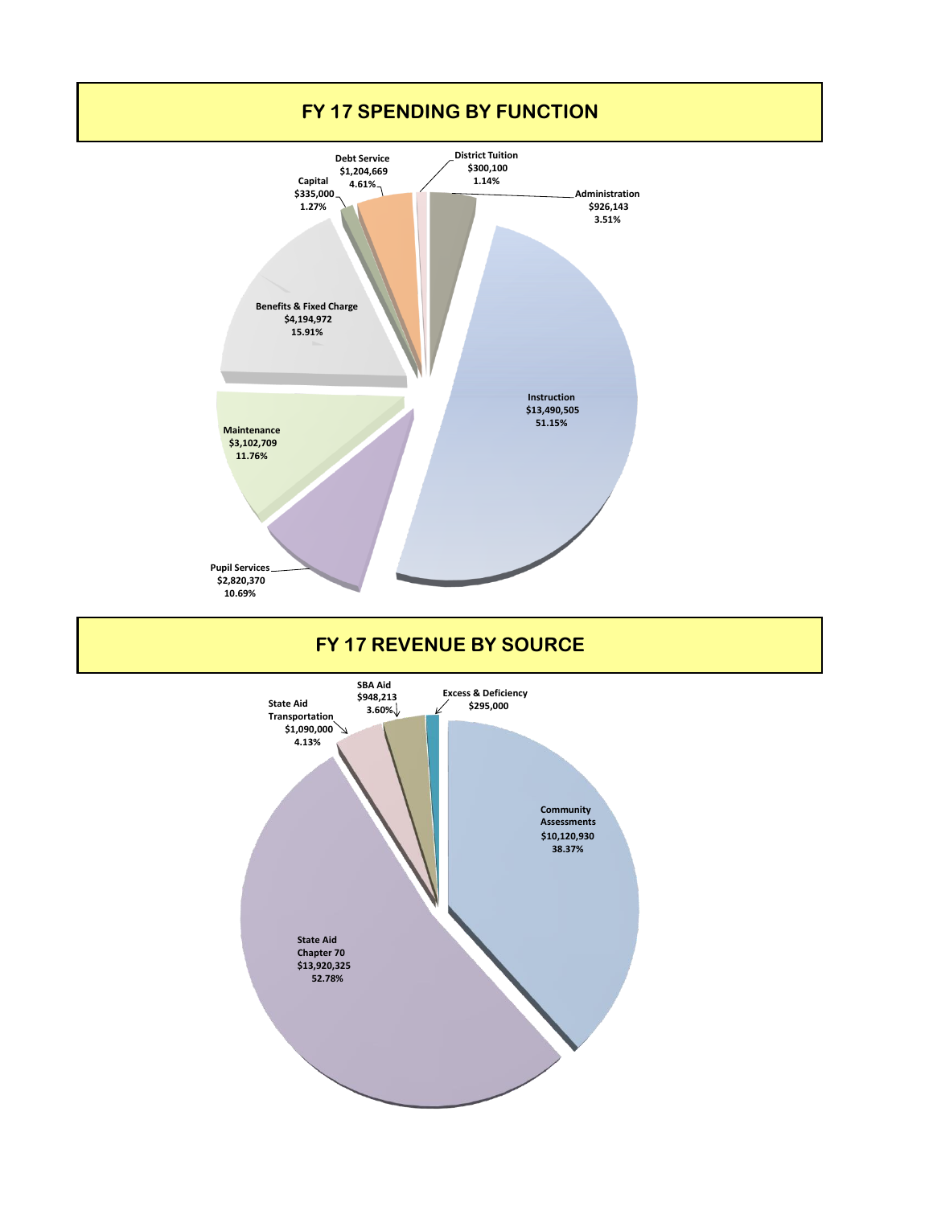## FY 17 SPENDING BY FUNCTION

| Function | Amount | Percent |
| --- | --- | --- |
| Instruction | $13,490,505 | 51.15% |
| Pupil Services | $2,820,370 | 10.69% |
| Maintenance | $3,102,709 | 11.76% |
| Benefits & Fixed Charge | $4,194,972 | 15.91% |
| Capital | $335,000 | 1.27% |
| Debt Service | $1,204,669 | 4.61% |
| District Tuition | $300,100 | 1.14% |
| Administration | $926,143 | 3.51% |

## FY 17 REVENUE BY SOURCE

| Source | Amount | Percent |
| --- | --- | --- |
| Community Assessments | $10,120,930 | 38.37% |
| State Aid Chapter 70 | $13,920,325 | 52.78% |
| State Aid Transportation | $1,090,000 | 4.13% |
| SBA Aid | $948,213 | 3.60% |
| Excess & Deficiency | $295,000 | |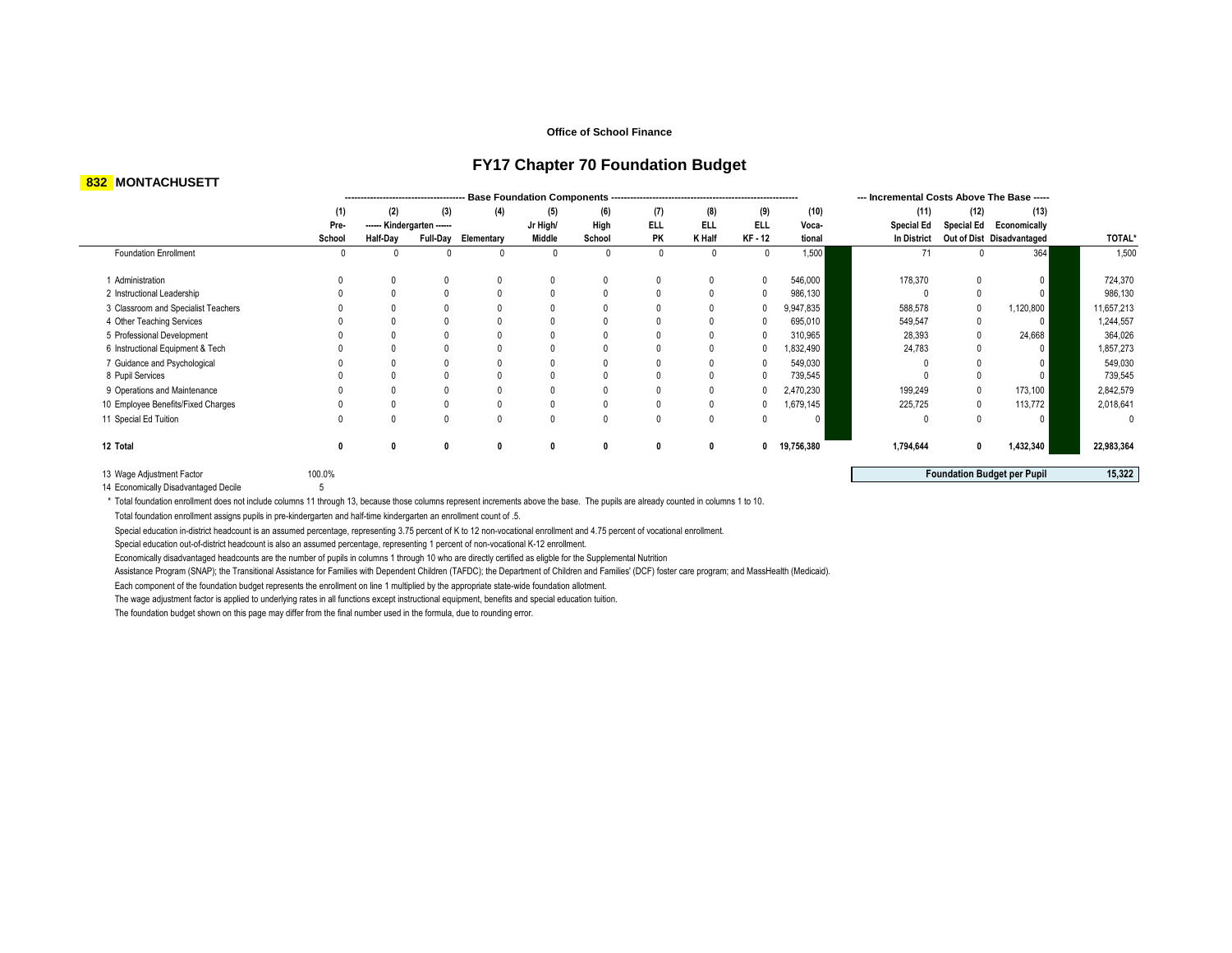Office of School Finance

# FY17 Chapter 70 Foundation Budget

## 832 MONTACHUSETT

| | Base Foundation Components | | | | | | | | | | Incremental Costs Above The Base | | | |
|---|---|---|---|---|---|---|---|---|---|---|---|---|---|---|
| | (1) | (2) | (3) | (4) | (5) | (6) | (7) | (8) | (9) | (10) | (11) | (12) | (13) | |
| | Pre-School | Kindergarten Half-Day | Kindergarten Full-Day | Elementary | Jr High/ Middle | High School | ELL PK | ELL K Half | ELL KF - 12 | Voca-tional | Special Ed In District | Special Ed Out of Dist | Economically Disadvantaged | TOTAL* |
| Foundation Enrollment | 0 | 0 | 0 | 0 | 0 | 0 | 0 | 0 | 0 | 1,500 | 71 | 0 | 364 | 1,500 |
| 1 Administration | 0 | 0 | 0 | 0 | 0 | 0 | 0 | 0 | 0 | 546,000 | 178,370 | 0 | 0 | 724,370 |
| 2 Instructional Leadership | 0 | 0 | 0 | 0 | 0 | 0 | 0 | 0 | 0 | 986,130 | 0 | 0 | 0 | 986,130 |
| 3 Classroom and Specialist Teachers | 0 | 0 | 0 | 0 | 0 | 0 | 0 | 0 | 0 | 9,947,835 | 588,578 | 0 | 1,120,800 | 11,657,213 |
| 4 Other Teaching Services | 0 | 0 | 0 | 0 | 0 | 0 | 0 | 0 | 0 | 695,010 | 549,547 | 0 | 0 | 1,244,557 |
| 5 Professional Development | 0 | 0 | 0 | 0 | 0 | 0 | 0 | 0 | 0 | 310,965 | 28,393 | 0 | 24,668 | 364,026 |
| 6 Instructional Equipment & Tech | 0 | 0 | 0 | 0 | 0 | 0 | 0 | 0 | 0 | 1,832,490 | 24,783 | 0 | 0 | 1,857,273 |
| 7 Guidance and Psychological | 0 | 0 | 0 | 0 | 0 | 0 | 0 | 0 | 0 | 549,030 | 0 | 0 | 0 | 549,030 |
| 8 Pupil Services | 0 | 0 | 0 | 0 | 0 | 0 | 0 | 0 | 0 | 739,545 | 0 | 0 | 0 | 739,545 |
| 9 Operations and Maintenance | 0 | 0 | 0 | 0 | 0 | 0 | 0 | 0 | 0 | 2,470,230 | 199,249 | 0 | 173,100 | 2,842,579 |
| 10 Employee Benefits/Fixed Charges | 0 | 0 | 0 | 0 | 0 | 0 | 0 | 0 | 0 | 1,679,145 | 225,725 | 0 | 113,772 | 2,018,641 |
| 11 Special Ed Tuition | 0 | 0 | 0 | 0 | 0 | 0 | 0 | 0 | 0 | 0 | 0 | 0 | 0 | 0 |
| **12 Total** | **0** | **0** | **0** | **0** | **0** | **0** | **0** | **0** | **0** | **19,756,380** | **1,794,644** | **0** | **1,432,340** | **22,983,364** |

13 Wage Adjustment Factor 100.0%

14 Economically Disadvantaged Decile 5

**Foundation Budget per Pupil: 15,322**

\* Total foundation enrollment does not include columns 11 through 13, because those columns represent increments above the base. The pupils are already counted in columns 1 to 10.

Total foundation enrollment assigns pupils in pre-kindergarten and half-time kindergarten an enrollment count of .5.

Special education in-district headcount is an assumed percentage, representing 3.75 percent of K to 12 non-vocational enrollment and 4.75 percent of vocational enrollment.

Special education out-of-district headcount is also an assumed percentage, representing 1 percent of non-vocational K-12 enrollment.

Economically disadvantaged headcounts are the number of pupils in columns 1 through 10 who are directly certified as eligble for the Supplemental Nutrition Assistance Program (SNAP); the Transitional Assistance for Families with Dependent Children (TAFDC); the Department of Children and Families' (DCF) foster care program; and MassHealth (Medicaid).

Each component of the foundation budget represents the enrollment on line 1 multiplied by the appropriate state-wide foundation allotment.

The wage adjustment factor is applied to underlying rates in all functions except instructional equipment, benefits and special education tuition.

The foundation budget shown on this page may differ from the final number used in the formula, due to rounding error.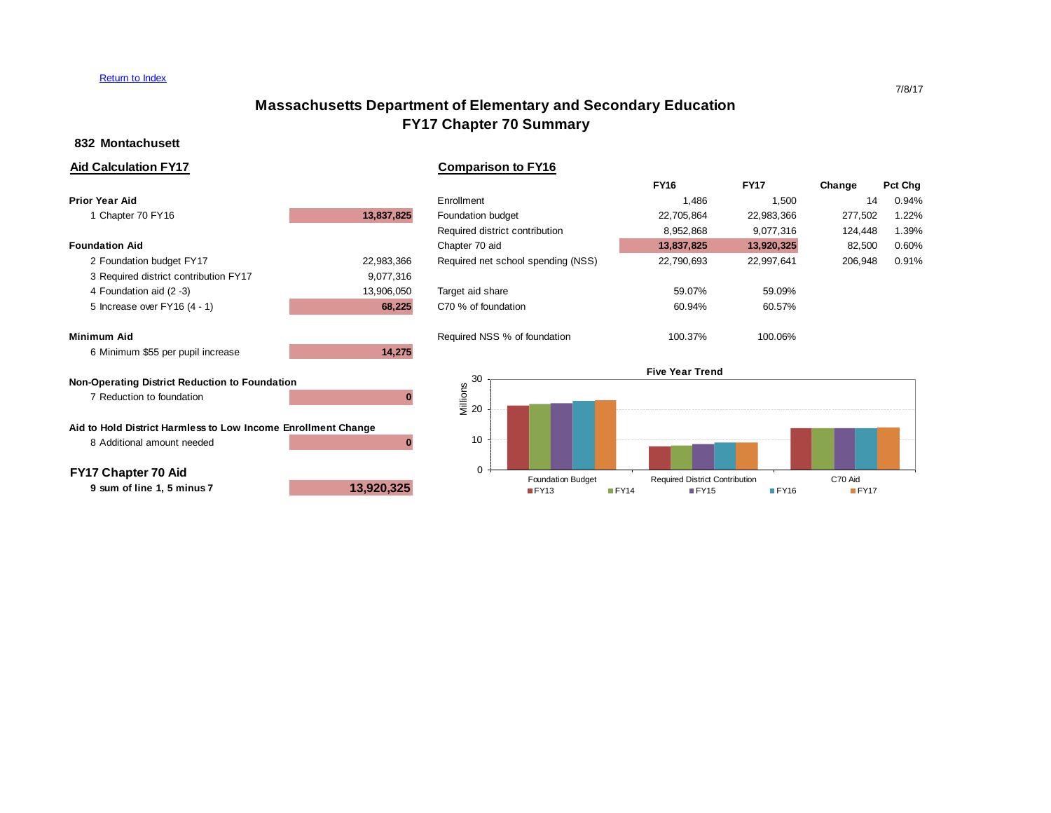Return to Index

7/8/17

# Massachusetts Department of Elementary and Secondary Education
# FY17 Chapter 70 Summary

**832 Montachusett**

## Aid Calculation FY17

| | |
|---|---|
| **Prior Year Aid** | |
| 1 Chapter 70 FY16 | **13,837,825** |
| **Foundation Aid** | |
| 2 Foundation budget FY17 | 22,983,366 |
| 3 Required district contribution FY17 | 9,077,316 |
| 4 Foundation aid (2 -3) | 13,906,050 |
| 5 Increase over FY16 (4 - 1) | **68,225** |
| **Minimum Aid** | |
| 6 Minimum $55 per pupil increase | **14,275** |
| **Non-Operating District Reduction to Foundation** | |
| 7 Reduction to foundation | **0** |
| **Aid to Hold District Harmless to Low Income Enrollment Change** | |
| 8 Additional amount needed | **0** |
| **FY17 Chapter 70 Aid** | |
| **9 sum of line 1, 5 minus 7** | **13,920,325** |

## Comparison to FY16

| | FY16 | FY17 | Change | Pct Chg |
|---|---|---|---|---|
| Enrollment | 1,486 | 1,500 | 14 | 0.94% |
| Foundation budget | 22,705,864 | 22,983,366 | 277,502 | 1.22% |
| Required district contribution | 8,952,868 | 9,077,316 | 124,448 | 1.39% |
| Chapter 70 aid | **13,837,825** | **13,920,325** | 82,500 | 0.60% |
| Required net school spending (NSS) | 22,790,693 | 22,997,641 | 206,948 | 0.91% |
| Target aid share | 59.07% | 59.09% | | |
| C70 % of foundation | 60.94% | 60.57% | | |
| Required NSS % of foundation | 100.37% | 100.06% | | |

**Five Year Trend**

(Chart: Millions, 0–30; categories Foundation Budget, Required District Contribution, C70 Aid; series FY13, FY14, FY15, FY16, FY17)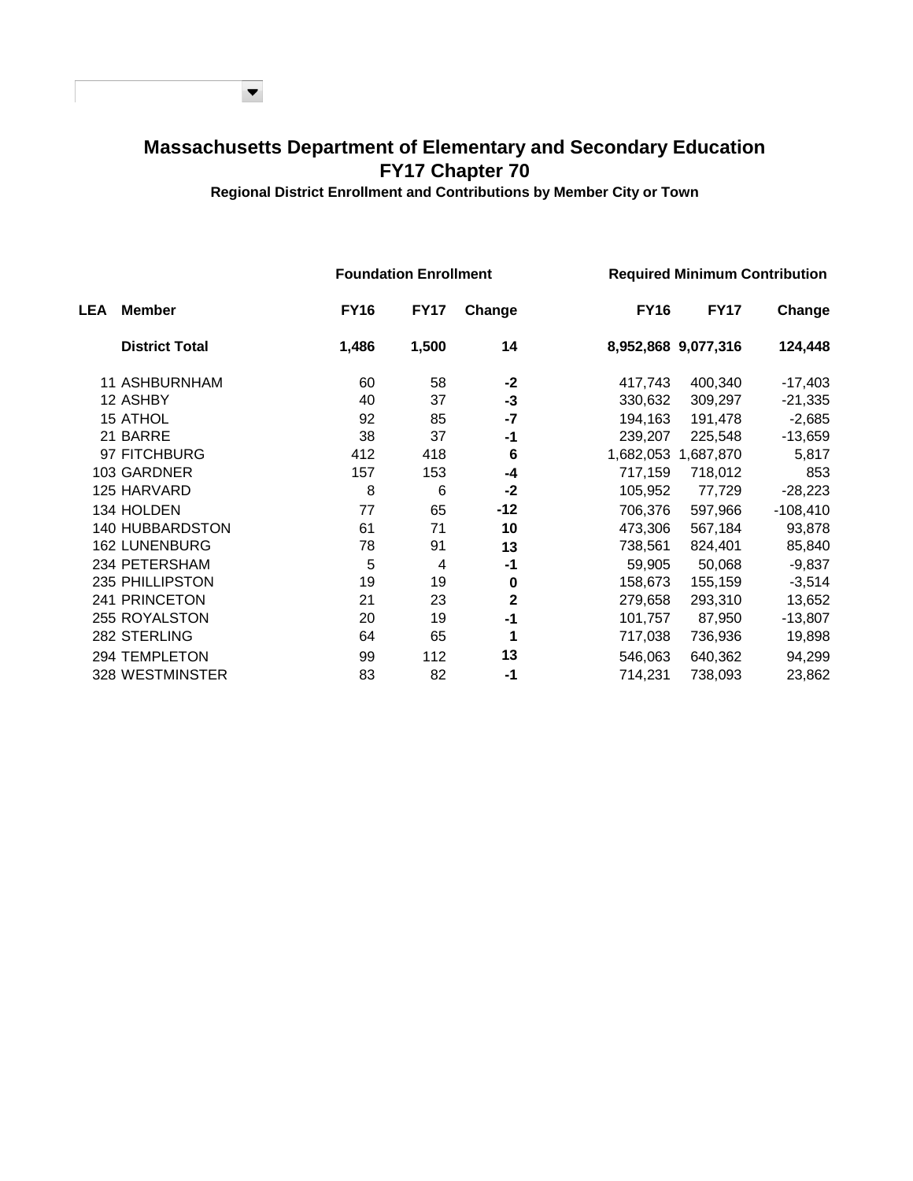# Massachusetts Department of Elementary and Secondary Education
## FY17 Chapter 70
### Regional District Enrollment and Contributions by Member City or Town

| LEA | Member | Foundation Enrollment FY16 | Foundation Enrollment FY17 | Foundation Enrollment Change | Required Minimum Contribution FY16 | Required Minimum Contribution FY17 | Required Minimum Contribution Change |
|---|---|---|---|---|---|---|---|
| | **District Total** | **1,486** | **1,500** | **14** | **8,952,868** | **9,077,316** | **124,448** |
| 11 | ASHBURNHAM | 60 | 58 | **-2** | 417,743 | 400,340 | -17,403 |
| 12 | ASHBY | 40 | 37 | **-3** | 330,632 | 309,297 | -21,335 |
| 15 | ATHOL | 92 | 85 | **-7** | 194,163 | 191,478 | -2,685 |
| 21 | BARRE | 38 | 37 | **-1** | 239,207 | 225,548 | -13,659 |
| 97 | FITCHBURG | 412 | 418 | **6** | 1,682,053 | 1,687,870 | 5,817 |
| 103 | GARDNER | 157 | 153 | **-4** | 717,159 | 718,012 | 853 |
| 125 | HARVARD | 8 | 6 | **-2** | 105,952 | 77,729 | -28,223 |
| 134 | HOLDEN | 77 | 65 | **-12** | 706,376 | 597,966 | -108,410 |
| 140 | HUBBARDSTON | 61 | 71 | **10** | 473,306 | 567,184 | 93,878 |
| 162 | LUNENBURG | 78 | 91 | **13** | 738,561 | 824,401 | 85,840 |
| 234 | PETERSHAM | 5 | 4 | **-1** | 59,905 | 50,068 | -9,837 |
| 235 | PHILLIPSTON | 19 | 19 | **0** | 158,673 | 155,159 | -3,514 |
| 241 | PRINCETON | 21 | 23 | **2** | 279,658 | 293,310 | 13,652 |
| 255 | ROYALSTON | 20 | 19 | **-1** | 101,757 | 87,950 | -13,807 |
| 282 | STERLING | 64 | 65 | **1** | 717,038 | 736,936 | 19,898 |
| 294 | TEMPLETON | 99 | 112 | **13** | 546,063 | 640,362 | 94,299 |
| 328 | WESTMINSTER | 83 | 82 | **-1** | 714,231 | 738,093 | 23,862 |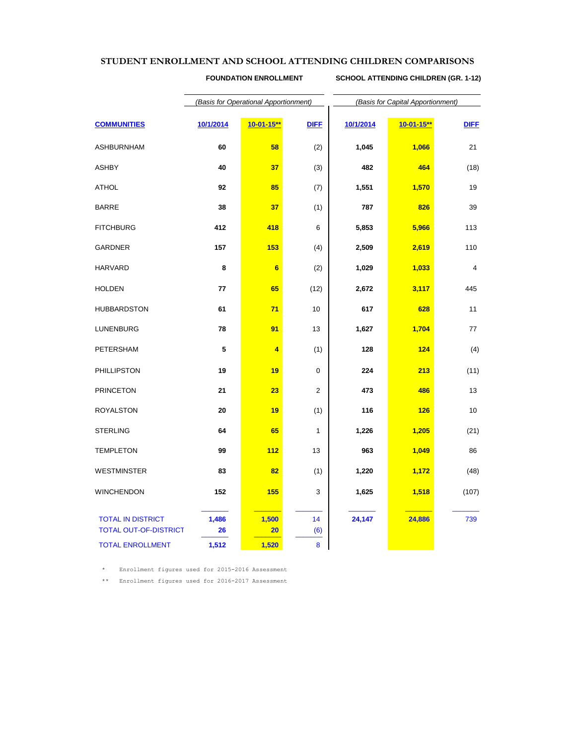# STUDENT ENROLLMENT AND SCHOOL ATTENDING CHILDREN COMPARISONS

| | FOUNDATION ENROLLMENT | | | SCHOOL ATTENDING CHILDREN (GR. 1-12) | | |
|---|---|---|---|---|---|---|
| | *(Basis for Operational Apportionment)* | | | *(Basis for Capital Apportionment)* | | |
| **COMMUNITIES** | **10/1/2014** | **10-01-15**** | **DIFF** | **10/1/2014** | **10-01-15**** | **DIFF** |
| ASHBURNHAM | 60 | 58 | (2) | 1,045 | 1,066 | 21 |
| ASHBY | 40 | 37 | (3) | 482 | 464 | (18) |
| ATHOL | 92 | 85 | (7) | 1,551 | 1,570 | 19 |
| BARRE | 38 | 37 | (1) | 787 | 826 | 39 |
| FITCHBURG | 412 | 418 | 6 | 5,853 | 5,966 | 113 |
| GARDNER | 157 | 153 | (4) | 2,509 | 2,619 | 110 |
| HARVARD | 8 | 6 | (2) | 1,029 | 1,033 | 4 |
| HOLDEN | 77 | 65 | (12) | 2,672 | 3,117 | 445 |
| HUBBARDSTON | 61 | 71 | 10 | 617 | 628 | 11 |
| LUNENBURG | 78 | 91 | 13 | 1,627 | 1,704 | 77 |
| PETERSHAM | 5 | 4 | (1) | 128 | 124 | (4) |
| PHILLIPSTON | 19 | 19 | 0 | 224 | 213 | (11) |
| PRINCETON | 21 | 23 | 2 | 473 | 486 | 13 |
| ROYALSTON | 20 | 19 | (1) | 116 | 126 | 10 |
| STERLING | 64 | 65 | 1 | 1,226 | 1,205 | (21) |
| TEMPLETON | 99 | 112 | 13 | 963 | 1,049 | 86 |
| WESTMINSTER | 83 | 82 | (1) | 1,220 | 1,172 | (48) |
| WINCHENDON | 152 | 155 | 3 | 1,625 | 1,518 | (107) |
| TOTAL IN DISTRICT | 1,486 | 1,500 | 14 | 24,147 | 24,886 | 739 |
| TOTAL OUT-OF-DISTRICT | 26 | 20 | (6) | | | |
| TOTAL ENROLLMENT | 1,512 | 1,520 | 8 | | | |

\* Enrollment figures used for 2015-2016 Assessment

\*\* Enrollment figures used for 2016-2017 Assessment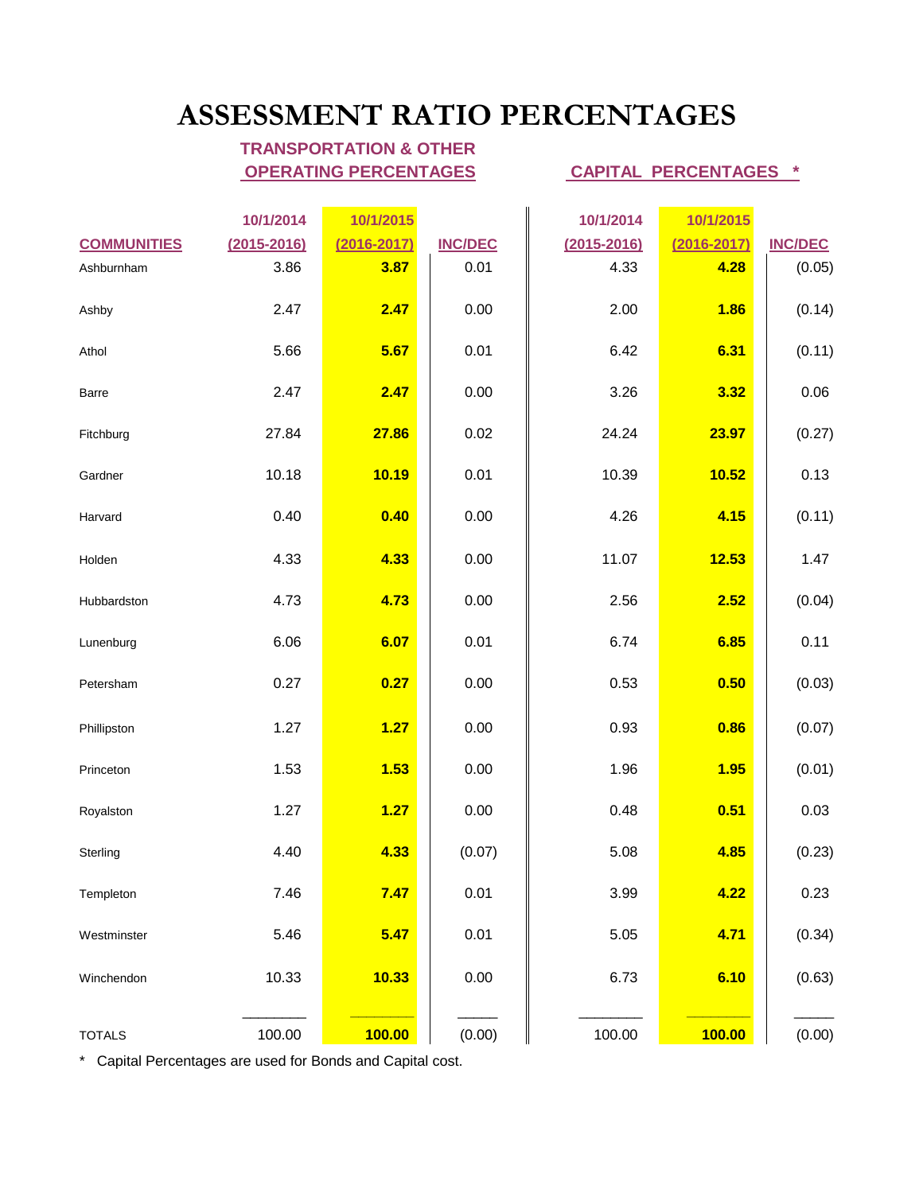# ASSESSMENT RATIO PERCENTAGES

| COMMUNITIES | TRANSPORTATION & OTHER OPERATING PERCENTAGES 10/1/2014 (2015-2016) | 10/1/2015 (2016-2017) | INC/DEC | CAPITAL PERCENTAGES * 10/1/2014 (2015-2016) | 10/1/2015 (2016-2017) | INC/DEC |
|---|---|---|---|---|---|---|
| Ashburnham | 3.86 | **3.87** | 0.01 | 4.33 | **4.28** | (0.05) |
| Ashby | 2.47 | **2.47** | 0.00 | 2.00 | **1.86** | (0.14) |
| Athol | 5.66 | **5.67** | 0.01 | 6.42 | **6.31** | (0.11) |
| Barre | 2.47 | **2.47** | 0.00 | 3.26 | **3.32** | 0.06 |
| Fitchburg | 27.84 | **27.86** | 0.02 | 24.24 | **23.97** | (0.27) |
| Gardner | 10.18 | **10.19** | 0.01 | 10.39 | **10.52** | 0.13 |
| Harvard | 0.40 | **0.40** | 0.00 | 4.26 | **4.15** | (0.11) |
| Holden | 4.33 | **4.33** | 0.00 | 11.07 | **12.53** | 1.47 |
| Hubbardston | 4.73 | **4.73** | 0.00 | 2.56 | **2.52** | (0.04) |
| Lunenburg | 6.06 | **6.07** | 0.01 | 6.74 | **6.85** | 0.11 |
| Petersham | 0.27 | **0.27** | 0.00 | 0.53 | **0.50** | (0.03) |
| Phillipston | 1.27 | **1.27** | 0.00 | 0.93 | **0.86** | (0.07) |
| Princeton | 1.53 | **1.53** | 0.00 | 1.96 | **1.95** | (0.01) |
| Royalston | 1.27 | **1.27** | 0.00 | 0.48 | **0.51** | 0.03 |
| Sterling | 4.40 | **4.33** | (0.07) | 5.08 | **4.85** | (0.23) |
| Templeton | 7.46 | **7.47** | 0.01 | 3.99 | **4.22** | 0.23 |
| Westminster | 5.46 | **5.47** | 0.01 | 5.05 | **4.71** | (0.34) |
| Winchendon | 10.33 | **10.33** | 0.00 | 6.73 | **6.10** | (0.63) |
| TOTALS | 100.00 | **100.00** | (0.00) | 100.00 | **100.00** | (0.00) |

* Capital Percentages are used for Bonds and Capital cost.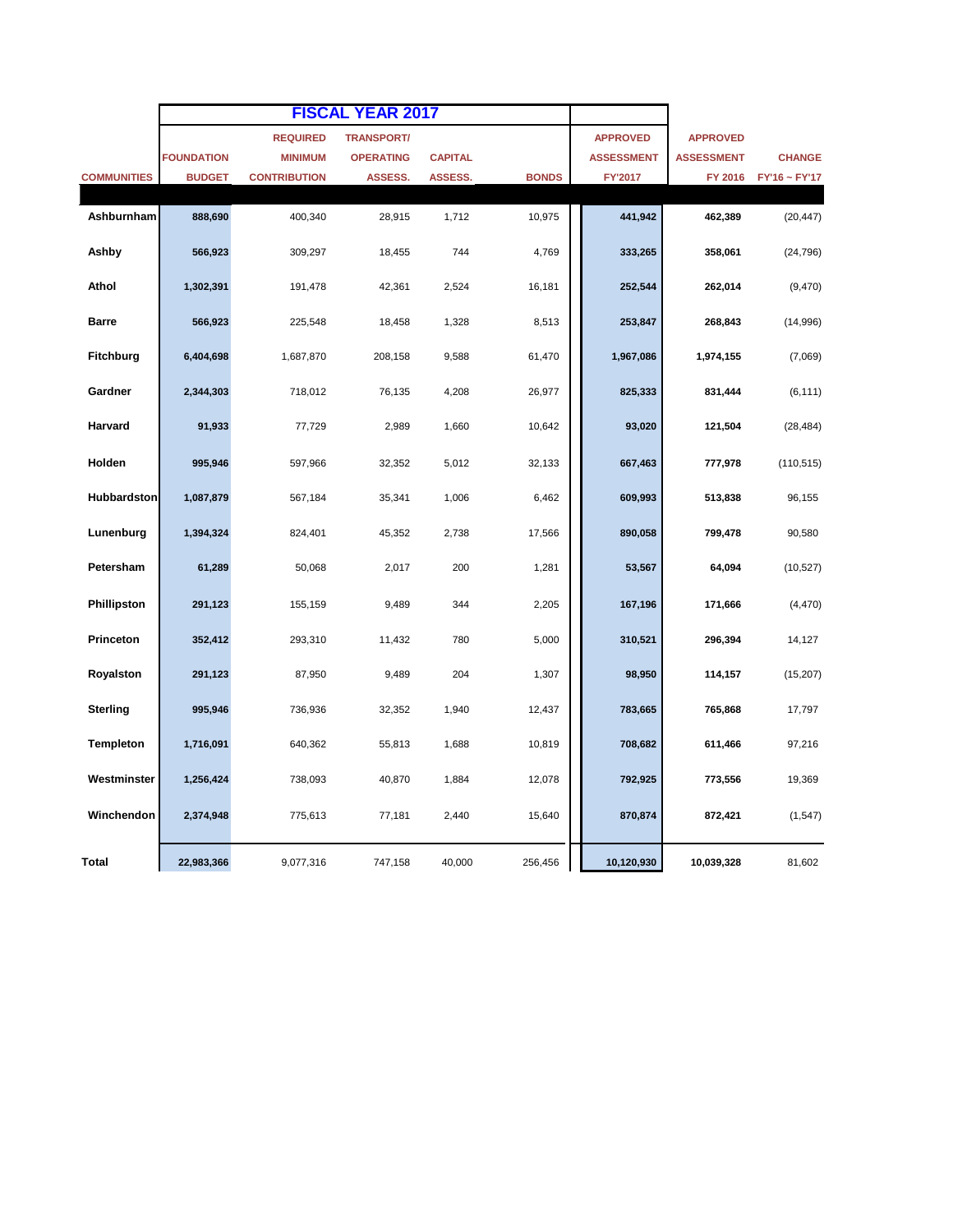| | FISCAL YEAR 2017 | | | | | | | |
|---|---|---|---|---|---|---|---|---|
| **COMMUNITIES** | **FOUNDATION BUDGET** | **REQUIRED MINIMUM CONTRIBUTION** | **TRANSPORT/ OPERATING ASSESS.** | **CAPITAL ASSESS.** | **BONDS** | **APPROVED ASSESSMENT FY'2017** | **APPROVED ASSESSMENT FY 2016** | **CHANGE FY'16 ~ FY'17** |
| **Ashburnham** | **888,690** | 400,340 | 28,915 | 1,712 | 10,975 | **441,942** | **462,389** | (20,447) |
| **Ashby** | **566,923** | 309,297 | 18,455 | 744 | 4,769 | **333,265** | **358,061** | (24,796) |
| **Athol** | **1,302,391** | 191,478 | 42,361 | 2,524 | 16,181 | **252,544** | **262,014** | (9,470) |
| **Barre** | **566,923** | 225,548 | 18,458 | 1,328 | 8,513 | **253,847** | **268,843** | (14,996) |
| **Fitchburg** | **6,404,698** | 1,687,870 | 208,158 | 9,588 | 61,470 | **1,967,086** | **1,974,155** | (7,069) |
| **Gardner** | **2,344,303** | 718,012 | 76,135 | 4,208 | 26,977 | **825,333** | **831,444** | (6,111) |
| **Harvard** | **91,933** | 77,729 | 2,989 | 1,660 | 10,642 | **93,020** | **121,504** | (28,484) |
| **Holden** | **995,946** | 597,966 | 32,352 | 5,012 | 32,133 | **667,463** | **777,978** | (110,515) |
| **Hubbardston** | **1,087,879** | 567,184 | 35,341 | 1,006 | 6,462 | **609,993** | **513,838** | 96,155 |
| **Lunenburg** | **1,394,324** | 824,401 | 45,352 | 2,738 | 17,566 | **890,058** | **799,478** | 90,580 |
| **Petersham** | **61,289** | 50,068 | 2,017 | 200 | 1,281 | **53,567** | **64,094** | (10,527) |
| **Phillipston** | **291,123** | 155,159 | 9,489 | 344 | 2,205 | **167,196** | **171,666** | (4,470) |
| **Princeton** | **352,412** | 293,310 | 11,432 | 780 | 5,000 | **310,521** | **296,394** | 14,127 |
| **Royalston** | **291,123** | 87,950 | 9,489 | 204 | 1,307 | **98,950** | **114,157** | (15,207) |
| **Sterling** | **995,946** | 736,936 | 32,352 | 1,940 | 12,437 | **783,665** | **765,868** | 17,797 |
| **Templeton** | **1,716,091** | 640,362 | 55,813 | 1,688 | 10,819 | **708,682** | **611,466** | 97,216 |
| **Westminster** | **1,256,424** | 738,093 | 40,870 | 1,884 | 12,078 | **792,925** | **773,556** | 19,369 |
| **Winchendon** | **2,374,948** | 775,613 | 77,181 | 2,440 | 15,640 | **870,874** | **872,421** | (1,547) |
| **Total** | **22,983,366** | 9,077,316 | 747,158 | 40,000 | 256,456 | **10,120,930** | **10,039,328** | 81,602 |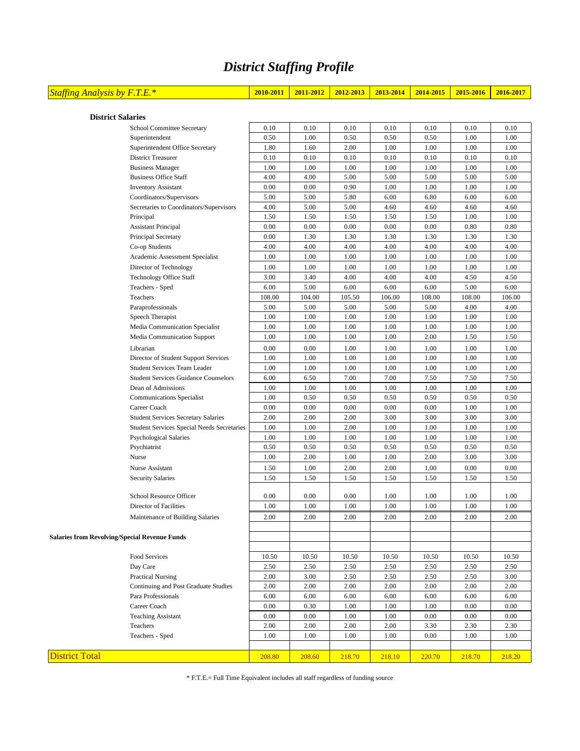# *District Staffing Profile*

| *Staffing Analysis by F.T.E.\** | 2010-2011 | 2011-2012 | 2012-2013 | 2013-2014 | 2014-2015 | 2015-2016 | 2016-2017 |
|---|---|---|---|---|---|---|---|
| **District Salaries** | | | | | | | |
| School Committee Secretary | 0.10 | 0.10 | 0.10 | 0.10 | 0.10 | 0.10 | 0.10 |
| Superintendent | 0.50 | 1.00 | 0.50 | 0.50 | 0.50 | 1.00 | 1.00 |
| Superintendent Office Secretary | 1.80 | 1.60 | 2.00 | 1.00 | 1.00 | 1.00 | 1.00 |
| District Treasurer | 0.10 | 0.10 | 0.10 | 0.10 | 0.10 | 0.10 | 0.10 |
| Business Manager | 1.00 | 1.00 | 1.00 | 1.00 | 1.00 | 1.00 | 1.00 |
| Business Office Staff | 4.00 | 4.00 | 5.00 | 5.00 | 5.00 | 5.00 | 5.00 |
| Inventory Assistant | 0.00 | 0.00 | 0.90 | 1.00 | 1.00 | 1.00 | 1.00 |
| Coordinators/Supervisors | 5.00 | 5.00 | 5.80 | 6.00 | 6.80 | 6.00 | 6.00 |
| Secretaries to Coordinators/Supervisors | 4.00 | 5.00 | 5.00 | 4.60 | 4.60 | 4.60 | 4.60 |
| Principal | 1.50 | 1.50 | 1.50 | 1.50 | 1.50 | 1.00 | 1.00 |
| Assistant Principal | 0.00 | 0.00 | 0.00 | 0.00 | 0.00 | 0.80 | 0.80 |
| Principal Secretary | 0.00 | 1.30 | 1.30 | 1.30 | 1.30 | 1.30 | 1.30 |
| Co-op Students | 4.00 | 4.00 | 4.00 | 4.00 | 4.00 | 4.00 | 4.00 |
| Academic Assessment Specialist | 1.00 | 1.00 | 1.00 | 1.00 | 1.00 | 1.00 | 1.00 |
| Director of Technology | 1.00 | 1.00 | 1.00 | 1.00 | 1.00 | 1.00 | 1.00 |
| Technology Office Staff | 3.00 | 3.40 | 4.00 | 4.00 | 4.00 | 4.50 | 4.50 |
| Teachers - Sped | 6.00 | 5.00 | 6.00 | 6.00 | 6.00 | 5.00 | 6.00 |
| Teachers | 108.00 | 104.00 | 105.50 | 106.00 | 108.00 | 108.00 | 106.00 |
| Paraprofessionals | 5.00 | 5.00 | 5.00 | 5.00 | 5.00 | 4.00 | 4.00 |
| Speech Therapist | 1.00 | 1.00 | 1.00 | 1.00 | 1.00 | 1.00 | 1.00 |
| Media Communication Specialist | 1.00 | 1.00 | 1.00 | 1.00 | 1.00 | 1.00 | 1.00 |
| Media Communication Support | 1.00 | 1.00 | 1.00 | 1.00 | 2.00 | 1.50 | 1.50 |
| Librarian | 0.00 | 0.00 | 1.00 | 1.00 | 1.00 | 1.00 | 1.00 |
| Director of Student Support Services | 1.00 | 1.00 | 1.00 | 1.00 | 1.00 | 1.00 | 1.00 |
| Student Services Team Leader | 1.00 | 1.00 | 1.00 | 1.00 | 1.00 | 1.00 | 1.00 |
| Student Services Guidance Counselors | 6.00 | 6.50 | 7.00 | 7.00 | 7.50 | 7.50 | 7.50 |
| Dean of Admissions | 1.00 | 1.00 | 1.00 | 1.00 | 1.00 | 1.00 | 1.00 |
| Communications Specialist | 1.00 | 0.50 | 0.50 | 0.50 | 0.50 | 0.50 | 0.50 |
| Career Coach | 0.00 | 0.00 | 0.00 | 0.00 | 0.00 | 1.00 | 1.00 |
| Student Services Secretary Salaries | 2.00 | 2.00 | 2.00 | 3.00 | 3.00 | 3.00 | 3.00 |
| Student Services Special Needs Secretaries | 1.00 | 1.00 | 2.00 | 1.00 | 1.00 | 1.00 | 1.00 |
| Psychological Salaries | 1.00 | 1.00 | 1.00 | 1.00 | 1.00 | 1.00 | 1.00 |
| Psychiatrist | 0.50 | 0.50 | 0.50 | 0.50 | 0.50 | 0.50 | 0.50 |
| Nurse | 1.00 | 2.00 | 1.00 | 1.00 | 2.00 | 3.00 | 3.00 |
| Nurse Assistant | 1.50 | 1.00 | 2.00 | 2.00 | 1.00 | 0.00 | 0.00 |
| Security Salaries | 1.50 | 1.50 | 1.50 | 1.50 | 1.50 | 1.50 | 1.50 |
| School Resource Officer | 0.00 | 0.00 | 0.00 | 1.00 | 1.00 | 1.00 | 1.00 |
| Director of Facilities | 1.00 | 1.00 | 1.00 | 1.00 | 1.00 | 1.00 | 1.00 |
| Maintenance of Building Salaries | 2.00 | 2.00 | 2.00 | 2.00 | 2.00 | 2.00 | 2.00 |
| **Salaries from Revolving/Special Revenue Funds** | | | | | | | |
| Food Services | 10.50 | 10.50 | 10.50 | 10.50 | 10.50 | 10.50 | 10.50 |
| Day Care | 2.50 | 2.50 | 2.50 | 2.50 | 2.50 | 2.50 | 2.50 |
| Practical Nursing | 2.00 | 3.00 | 2.50 | 2.50 | 2.50 | 2.50 | 3.00 |
| Continuing and Post Graduate Studies | 2.00 | 2.00 | 2.00 | 2.00 | 2.00 | 2.00 | 2.00 |
| Para Professionals | 6.00 | 6.00 | 6.00 | 6.00 | 6.00 | 6.00 | 6.00 |
| Career Coach | 0.00 | 0.30 | 1.00 | 1.00 | 1.00 | 0.00 | 0.00 |
| Teaching Assistant | 0.00 | 0.00 | 1.00 | 1.00 | 0.00 | 0.00 | 0.00 |
| Teachers | 2.00 | 2.00 | 2.00 | 2.00 | 3.30 | 2.30 | 2.30 |
| Teachers - Sped | 1.00 | 1.00 | 1.00 | 1.00 | 0.00 | 1.00 | 1.00 |
| District Total | 208.80 | 208.60 | 218.70 | 218.10 | 220.70 | 218.70 | 218.20 |

\* F.T.E.= Full Time Equivalent includes all staff regardless of funding source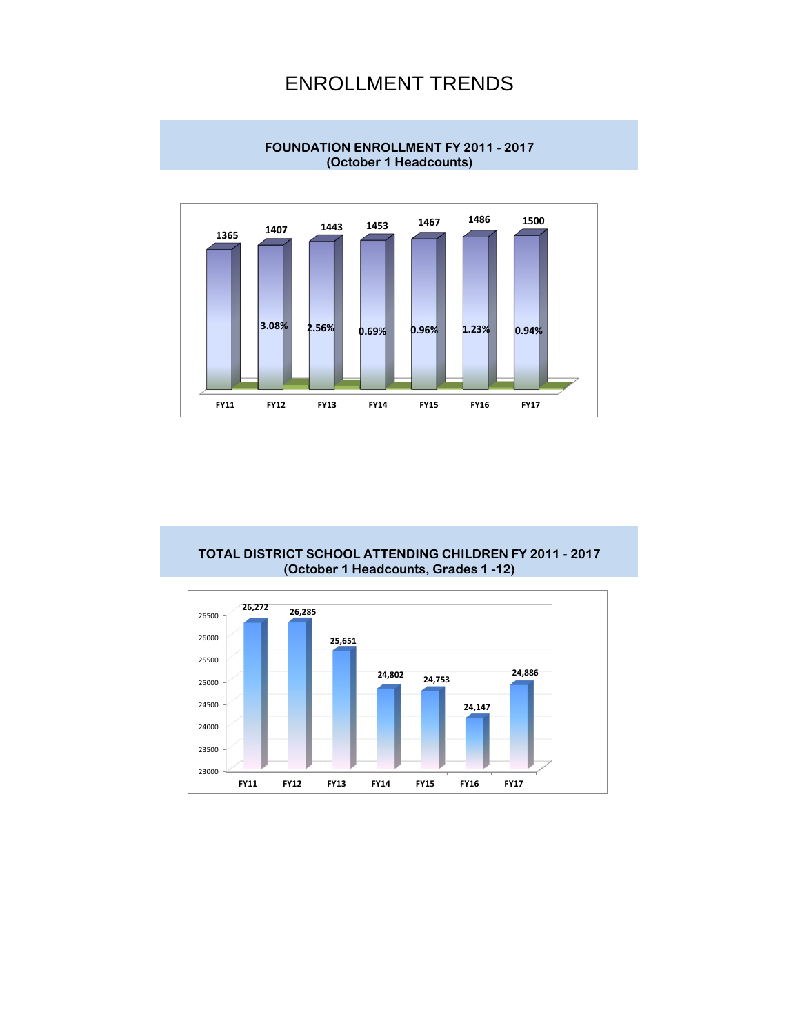# ENROLLMENT TRENDS

## FOUNDATION ENROLLMENT FY 2011 - 2017
**(October 1 Headcounts)**

| | FY11 | FY12 | FY13 | FY14 | FY15 | FY16 | FY17 |
|---|---|---|---|---|---|---|---|
| Enrollment | 1365 | 1407 | 1443 | 1453 | 1467 | 1486 | 1500 |
| % Change | | 3.08% | 2.56% | 0.69% | 0.96% | 1.23% | 0.94% |

## TOTAL DISTRICT SCHOOL ATTENDING CHILDREN FY 2011 - 2017
**(October 1 Headcounts, Grades 1 -12)**

| | FY11 | FY12 | FY13 | FY14 | FY15 | FY16 | FY17 |
|---|---|---|---|---|---|---|---|
| Headcount | 26,272 | 26,285 | 25,651 | 24,802 | 24,753 | 24,147 | 24,886 |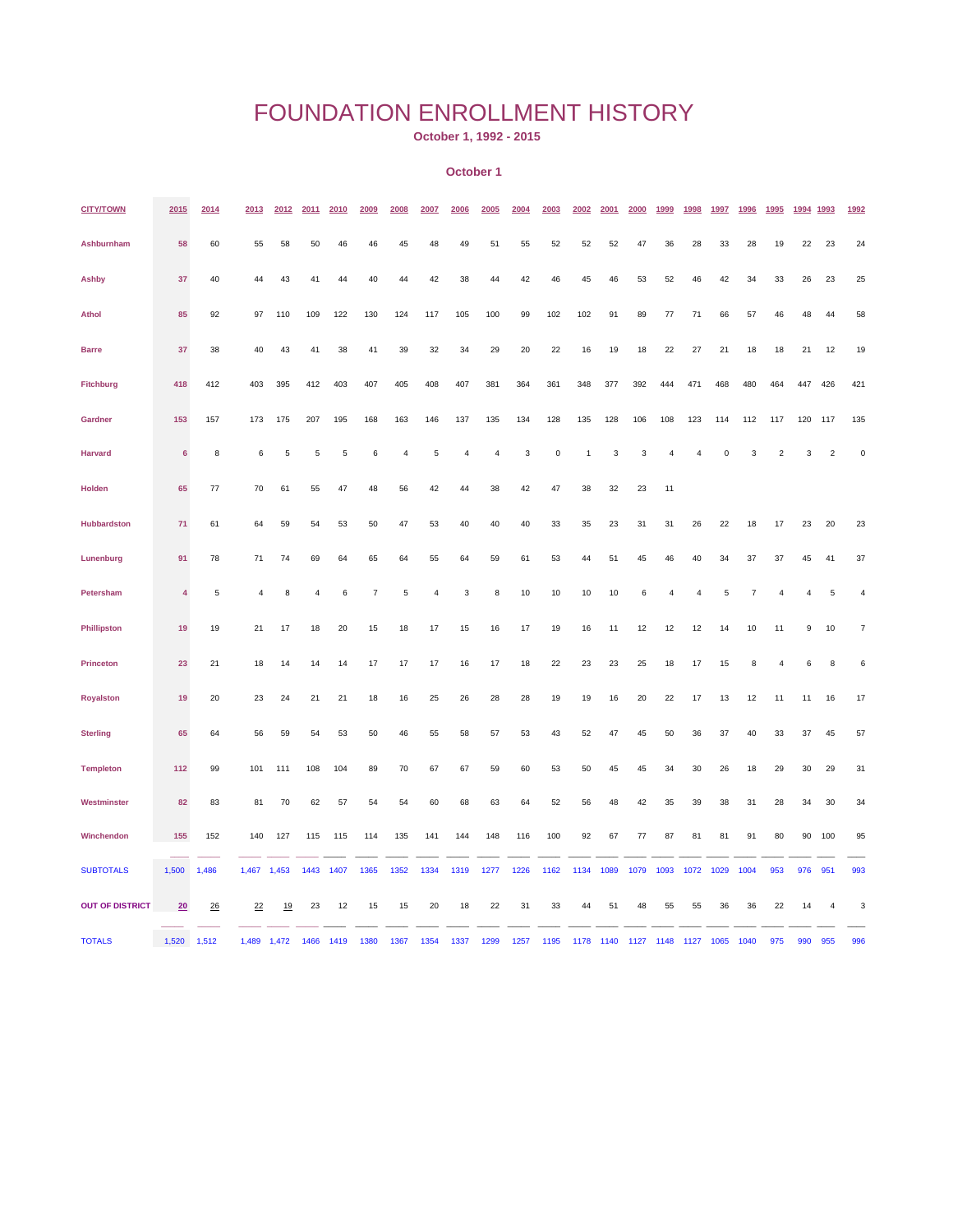# FOUNDATION ENROLLMENT HISTORY

**October 1, 1992 - 2015**

**October 1**

| CITY/TOWN | 2015 | 2014 | 2013 | 2012 | 2011 | 2010 | 2009 | 2008 | 2007 | 2006 | 2005 | 2004 | 2003 | 2002 | 2001 | 2000 | 1999 | 1998 | 1997 | 1996 | 1995 | 1994 | 1993 | 1992 |
|---|---|---|---|---|---|---|---|---|---|---|---|---|---|---|---|---|---|---|---|---|---|---|---|---|
| Ashburnham | 58 | 60 | 55 | 58 | 50 | 46 | 46 | 45 | 48 | 49 | 51 | 55 | 52 | 52 | 52 | 47 | 36 | 28 | 33 | 28 | 19 | 22 | 23 | 24 |
| Ashby | 37 | 40 | 44 | 43 | 41 | 44 | 40 | 44 | 42 | 38 | 44 | 42 | 46 | 45 | 46 | 53 | 52 | 46 | 42 | 34 | 33 | 26 | 23 | 25 |
| Athol | 85 | 92 | 97 | 110 | 109 | 122 | 130 | 124 | 117 | 105 | 100 | 99 | 102 | 102 | 91 | 89 | 77 | 71 | 66 | 57 | 46 | 48 | 44 | 58 |
| Barre | 37 | 38 | 40 | 43 | 41 | 38 | 41 | 39 | 32 | 34 | 29 | 20 | 22 | 16 | 19 | 18 | 22 | 27 | 21 | 18 | 18 | 21 | 12 | 19 |
| Fitchburg | 418 | 412 | 403 | 395 | 412 | 403 | 407 | 405 | 408 | 407 | 381 | 364 | 361 | 348 | 377 | 392 | 444 | 471 | 468 | 480 | 464 | 447 | 426 | 421 |
| Gardner | 153 | 157 | 173 | 175 | 207 | 195 | 168 | 163 | 146 | 137 | 135 | 134 | 128 | 135 | 128 | 106 | 108 | 123 | 114 | 112 | 117 | 120 | 117 | 135 |
| Harvard | 6 | 8 | 6 | 5 | 5 | 5 | 6 | 4 | 5 | 4 | 4 | 3 | 0 | 1 | 3 | 3 | 4 | 4 | 0 | 3 | 2 | 3 | 2 | 0 |
| Holden | 65 | 77 | 70 | 61 | 55 | 47 | 48 | 56 | 42 | 44 | 38 | 42 | 47 | 38 | 32 | 23 | 11 | | | | | | | |
| Hubbardston | 71 | 61 | 64 | 59 | 54 | 53 | 50 | 47 | 53 | 40 | 40 | 40 | 33 | 35 | 23 | 31 | 31 | 26 | 22 | 18 | 17 | 23 | 20 | 23 |
| Lunenburg | 91 | 78 | 71 | 74 | 69 | 64 | 65 | 64 | 55 | 64 | 59 | 61 | 53 | 44 | 51 | 45 | 46 | 40 | 34 | 37 | 37 | 45 | 41 | 37 |
| Petersham | 4 | 5 | 4 | 8 | 4 | 6 | 7 | 5 | 4 | 3 | 8 | 10 | 10 | 10 | 10 | 6 | 4 | 4 | 5 | 7 | 4 | 4 | 5 | 4 |
| Phillipston | 19 | 19 | 21 | 17 | 18 | 20 | 15 | 18 | 17 | 15 | 16 | 17 | 19 | 16 | 11 | 12 | 12 | 12 | 14 | 10 | 11 | 9 | 10 | 7 |
| Princeton | 23 | 21 | 18 | 14 | 14 | 14 | 17 | 17 | 17 | 16 | 17 | 18 | 22 | 23 | 23 | 25 | 18 | 17 | 15 | 8 | 4 | 6 | 8 | 6 |
| Royalston | 19 | 20 | 23 | 24 | 21 | 21 | 18 | 16 | 25 | 26 | 28 | 28 | 19 | 19 | 16 | 20 | 22 | 17 | 13 | 12 | 11 | 11 | 16 | 17 |
| Sterling | 65 | 64 | 56 | 59 | 54 | 53 | 50 | 46 | 55 | 58 | 57 | 53 | 43 | 52 | 47 | 45 | 50 | 36 | 37 | 40 | 33 | 37 | 45 | 57 |
| Templeton | 112 | 99 | 101 | 111 | 108 | 104 | 89 | 70 | 67 | 67 | 59 | 60 | 53 | 50 | 45 | 45 | 34 | 30 | 26 | 18 | 29 | 30 | 29 | 31 |
| Westminster | 82 | 83 | 81 | 70 | 62 | 57 | 54 | 54 | 60 | 68 | 63 | 64 | 52 | 56 | 48 | 42 | 35 | 39 | 38 | 31 | 28 | 34 | 30 | 34 |
| Winchendon | 155 | 152 | 140 | 127 | 115 | 115 | 114 | 135 | 141 | 144 | 148 | 116 | 100 | 92 | 67 | 77 | 87 | 81 | 81 | 91 | 80 | 90 | 100 | 95 |
| SUBTOTALS | 1,500 | 1,486 | 1,467 | 1,453 | 1443 | 1407 | 1365 | 1352 | 1334 | 1319 | 1277 | 1226 | 1162 | 1134 | 1089 | 1079 | 1093 | 1072 | 1029 | 1004 | 953 | 976 | 951 | 993 |
| OUT OF DISTRICT | 20 | 26 | 22 | 19 | 23 | 12 | 15 | 15 | 20 | 18 | 22 | 31 | 33 | 44 | 51 | 48 | 55 | 55 | 36 | 36 | 22 | 14 | 4 | 3 |
| TOTALS | 1,520 | 1,512 | 1,489 | 1,472 | 1466 | 1419 | 1380 | 1367 | 1354 | 1337 | 1299 | 1257 | 1195 | 1178 | 1140 | 1127 | 1148 | 1127 | 1065 | 1040 | 975 | 990 | 955 | 996 |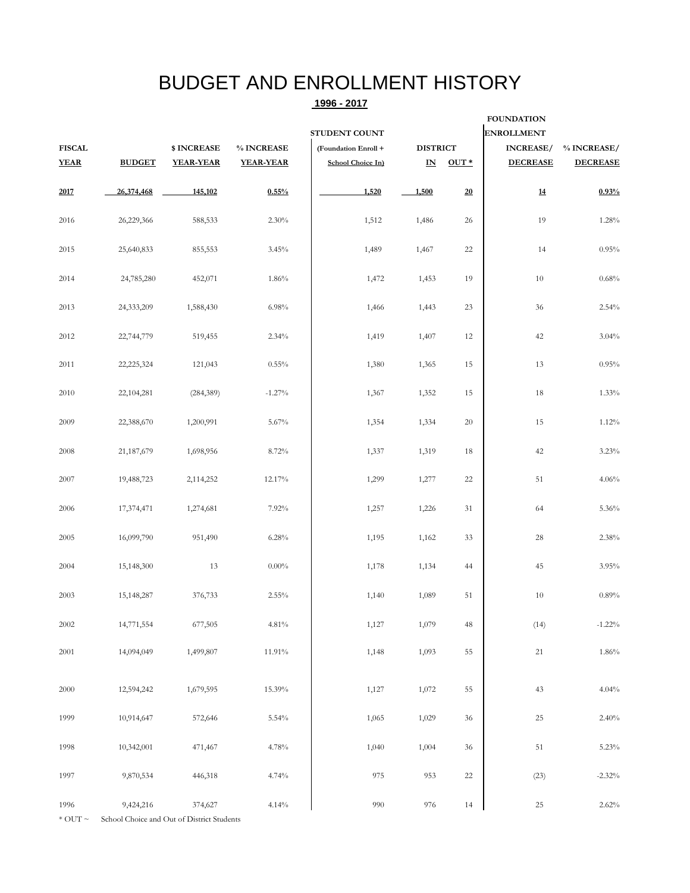# BUDGET AND ENROLLMENT HISTORY

**1996 - 2017**

| FISCAL YEAR | BUDGET | $ INCREASE YEAR-YEAR | % INCREASE YEAR-YEAR | STUDENT COUNT (Foundation Enroll + School Choice In) | DISTRICT IN | DISTRICT OUT * | FOUNDATION ENROLLMENT INCREASE/ DECREASE | % INCREASE/ DECREASE |
|---|---|---|---|---|---|---|---|---|
| **2017** | **26,374,468** | **145,102** | **0.55%** | **1,520** | **1,500** | **20** | **14** | **0.93%** |
| 2016 | 26,229,366 | 588,533 | 2.30% | 1,512 | 1,486 | 26 | 19 | 1.28% |
| 2015 | 25,640,833 | 855,553 | 3.45% | 1,489 | 1,467 | 22 | 14 | 0.95% |
| 2014 | 24,785,280 | 452,071 | 1.86% | 1,472 | 1,453 | 19 | 10 | 0.68% |
| 2013 | 24,333,209 | 1,588,430 | 6.98% | 1,466 | 1,443 | 23 | 36 | 2.54% |
| 2012 | 22,744,779 | 519,455 | 2.34% | 1,419 | 1,407 | 12 | 42 | 3.04% |
| 2011 | 22,225,324 | 121,043 | 0.55% | 1,380 | 1,365 | 15 | 13 | 0.95% |
| 2010 | 22,104,281 | (284,389) | -1.27% | 1,367 | 1,352 | 15 | 18 | 1.33% |
| 2009 | 22,388,670 | 1,200,991 | 5.67% | 1,354 | 1,334 | 20 | 15 | 1.12% |
| 2008 | 21,187,679 | 1,698,956 | 8.72% | 1,337 | 1,319 | 18 | 42 | 3.23% |
| 2007 | 19,488,723 | 2,114,252 | 12.17% | 1,299 | 1,277 | 22 | 51 | 4.06% |
| 2006 | 17,374,471 | 1,274,681 | 7.92% | 1,257 | 1,226 | 31 | 64 | 5.36% |
| 2005 | 16,099,790 | 951,490 | 6.28% | 1,195 | 1,162 | 33 | 28 | 2.38% |
| 2004 | 15,148,300 | 13 | 0.00% | 1,178 | 1,134 | 44 | 45 | 3.95% |
| 2003 | 15,148,287 | 376,733 | 2.55% | 1,140 | 1,089 | 51 | 10 | 0.89% |
| 2002 | 14,771,554 | 677,505 | 4.81% | 1,127 | 1,079 | 48 | (14) | -1.22% |
| 2001 | 14,094,049 | 1,499,807 | 11.91% | 1,148 | 1,093 | 55 | 21 | 1.86% |
| 2000 | 12,594,242 | 1,679,595 | 15.39% | 1,127 | 1,072 | 55 | 43 | 4.04% |
| 1999 | 10,914,647 | 572,646 | 5.54% | 1,065 | 1,029 | 36 | 25 | 2.40% |
| 1998 | 10,342,001 | 471,467 | 4.78% | 1,040 | 1,004 | 36 | 51 | 5.23% |
| 1997 | 9,870,534 | 446,318 | 4.74% | 975 | 953 | 22 | (23) | -2.32% |
| 1996 | 9,424,216 | 374,627 | 4.14% | 990 | 976 | 14 | 25 | 2.62% |

* OUT ~ School Choice and Out of District Students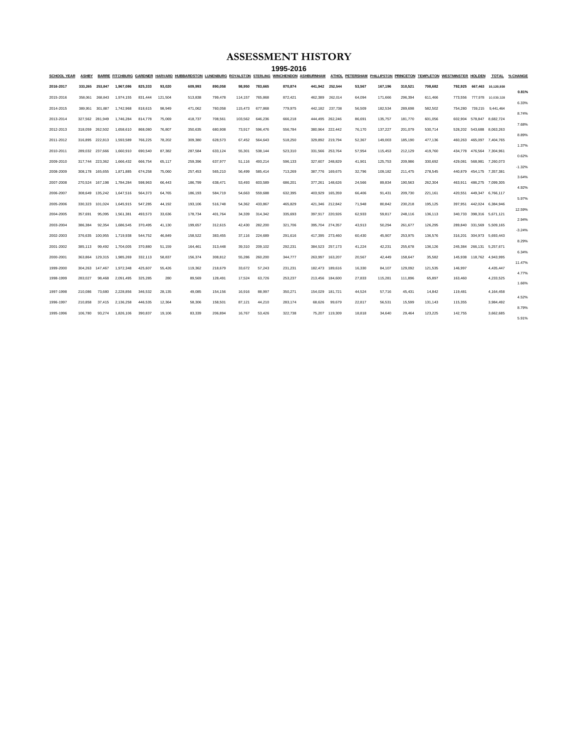# ASSESSMENT HISTORY

## 1995-2016

| SCHOOL YEAR | ASHBY | BARRE | FITCHBURG | GARDNER | HARVARD | HUBBARDSTON | LUNENBURG | ROYALSTON | STERLING | WINCHENDON | ASHBURNHAM | ATHOL | PETERSHAM | PHILLIPSTON | PRINCETON | TEMPLETON | WESTMINSTER | HOLDEN | TOTAL | % CHANGE |
|---|---|---|---|---|---|---|---|---|---|---|---|---|---|---|---|---|---|---|---|---|
| **2016-2017** | **333,265** | **253,847** | **1,967,086** | **825,333** | **93,020** | **609,993** | **890,058** | **98,950** | **783,665** | **870,874** | **441,942** | **252,544** | **53,567** | **167,196** | **310,521** | **708,682** | **792,925** | **667,463** | **10,120,930** | **0.81%** |
| 2015-2016 | 358,061 | 268,843 | 1,974,155 | 831,444 | 121,504 | 513,838 | 799,478 | 114,157 | 765,868 | 872,421 | 462,389 | 262,014 | 64,094 | 171,666 | 296,394 | 611,466 | 773,556 | 777,978 | 10,039,328 | 6.33% |
| 2014-2015 | 389,951 | 301,887 | 1,742,968 | 818,615 | 98,949 | 471,062 | 760,058 | 115,473 | 677,868 | 779,975 | 442,182 | 237,738 | 56,509 | 182,534 | 289,698 | 582,502 | 754,280 | 739,215 | 9,441,464 | 8.74% |
| 2013-2014 | 327,562 | 281,949 | 1,746,284 | 814,778 | 75,069 | 418,737 | 708,561 | 103,562 | 646,236 | 666,218 | 444,495 | 262,246 | 86,691 | 135,757 | 181,770 | 601,056 | 602,904 | 578,847 | 8,682,724 | 7.68% |
| 2012-2013 | 318,059 | 262,502 | 1,658,610 | 868,080 | 76,807 | 350,635 | 680,908 | 73,917 | 596,476 | 556,784 | 380,964 | 222,442 | 76,170 | 137,227 | 201,079 | 530,714 | 528,202 | 543,688 | 8,063,263 | 8.89% |
| 2011-2012 | 316,895 | 222,813 | 1,593,589 | 766,225 | 78,202 | 309,380 | 628,573 | 67,452 | 564,643 | 518,250 | 329,892 | 219,794 | 52,367 | 149,003 | 185,190 | 477,136 | 460,263 | 465,097 | 7,404,765 | 1.37% |
| 2010-2011 | 289,032 | 237,666 | 1,660,910 | 690,540 | 87,382 | 287,584 | 633,124 | 55,301 | 538,144 | 523,310 | 331,566 | 253,764 | 57,954 | 115,453 | 212,129 | 419,760 | 434,778 | 476,564 | 7,304,961 | 0.62% |
| 2009-2010 | 317,744 | 223,362 | 1,666,432 | 666,754 | 65,117 | 259,396 | 637,977 | 51,116 | 493,214 | 596,133 | 327,607 | 248,829 | 41,901 | 125,753 | 209,986 | 330,692 | 429,081 | 568,981 | 7,260,073 | -1.32% |
| 2008-2009 | 308,178 | 165,655 | 1,871,885 | 674,258 | 75,060 | 257,453 | 565,210 | 56,499 | 585,414 | 713,269 | 387,776 | 169,675 | 32,796 | 109,182 | 211,475 | 278,545 | 440,879 | 454,175 | 7,357,381 | 3.64% |
| 2007-2008 | 270,524 | 167,198 | 1,784,284 | 598,963 | 66,443 | 186,799 | 638,471 | 53,493 | 603,589 | 686,201 | 377,261 | 148,626 | 24,566 | 89,834 | 190,563 | 262,304 | 463,911 | 486,275 | 7,099,305 | 4.92% |
| 2006-2007 | 308,649 | 135,242 | 1,647,516 | 564,373 | 64,765 | 186,193 | 584,719 | 54,663 | 559,688 | 632,395 | 403,929 | 165,359 | 66,406 | 91,431 | 209,730 | 221,161 | 420,551 | 449,347 | 6,766,117 | 5.97% |
| 2005-2006 | 330,323 | 101,024 | 1,645,915 | 547,285 | 44,192 | 193,106 | 516,748 | 54,362 | 433,867 | 465,829 | 421,346 | 212,842 | 71,948 | 80,842 | 230,218 | 195,125 | 397,951 | 442,024 | 6,384,946 | 12.59% |
| 2004-2005 | 357,691 | 95,095 | 1,561,381 | 493,573 | 33,636 | 178,734 | 401,764 | 34,339 | 314,342 | 335,693 | 397,917 | 220,926 | 62,933 | 59,817 | 248,116 | 136,113 | 340,733 | 398,316 | 5,671,121 | 2.94% |
| 2003-2004 | 386,384 | 92,354 | 1,686,545 | 370,495 | 41,130 | 199,657 | 312,615 | 42,430 | 282,200 | 321,706 | 395,704 | 274,357 | 43,913 | 50,294 | 261,677 | 126,295 | 289,840 | 331,569 | 5,509,165 | -3.24% |
| 2002-2003 | 376,635 | 100,955 | 1,719,938 | 544,752 | 46,849 | 158,522 | 383,455 | 37,116 | 224,689 | 291,616 | 417,395 | 273,460 | 60,430 | 45,907 | 253,975 | 136,576 | 316,201 | 304,973 | 5,693,443 | 8.29% |
| 2001-2002 | 385,113 | 99,492 | 1,704,005 | 370,880 | 51,159 | 164,461 | 313,448 | 39,310 | 209,102 | 292,231 | 384,523 | 257,173 | 41,224 | 42,231 | 255,678 | 136,126 | 245,384 | 266,131 | 5,257,671 | 6.34% |
| 2000-2001 | 363,864 | 129,315 | 1,985,269 | 332,113 | 58,837 | 156,374 | 308,812 | 55,286 | 260,200 | 344,777 | 263,997 | 163,207 | 20,567 | 42,449 | 158,647 | 35,582 | 145,938 | 118,762 | 4,943,995 | 11.47% |
| 1999-2000 | 304,263 | 147,467 | 1,972,348 | 425,607 | 55,426 | 119,362 | 218,679 | 33,672 | 57,243 | 231,231 | 182,473 | 189,616 | 16,330 | 84,107 | 129,092 | 121,535 | 146,997 | | 4,435,447 | 4.77% |
| 1998-1999 | 283,027 | 98,468 | 2,091,495 | 325,285 | 280 | 89,569 | 128,491 | 17,524 | 63,726 | 253,237 | 213,456 | 184,600 | 27,833 | 115,281 | 111,896 | 65,897 | 163,460 | | 4,233,525 | 1.66% |
| 1997-1998 | 210,086 | 73,680 | 2,228,856 | 346,532 | 28,135 | 49,085 | 154,156 | 16,916 | 88,997 | 350,271 | 154,029 | 181,721 | 44,524 | 57,716 | 45,431 | 14,842 | 119,481 | | 4,164,458 | 4.52% |
| 1996-1997 | 210,858 | 37,415 | 2,136,258 | 446,535 | 12,364 | 58,306 | 158,501 | 87,121 | 44,210 | 283,174 | 68,626 | 99,679 | 22,817 | 56,531 | 15,599 | 131,143 | 115,355 | | 3,984,492 | 8.79% |
| 1995-1996 | 106,780 | 93,274 | 1,826,106 | 390,837 | 19,106 | 83,339 | 206,894 | 16,767 | 53,426 | 322,738 | 75,207 | 119,309 | 18,818 | 34,640 | 29,464 | 123,225 | 142,755 | | 3,662,685 | 5.91% |